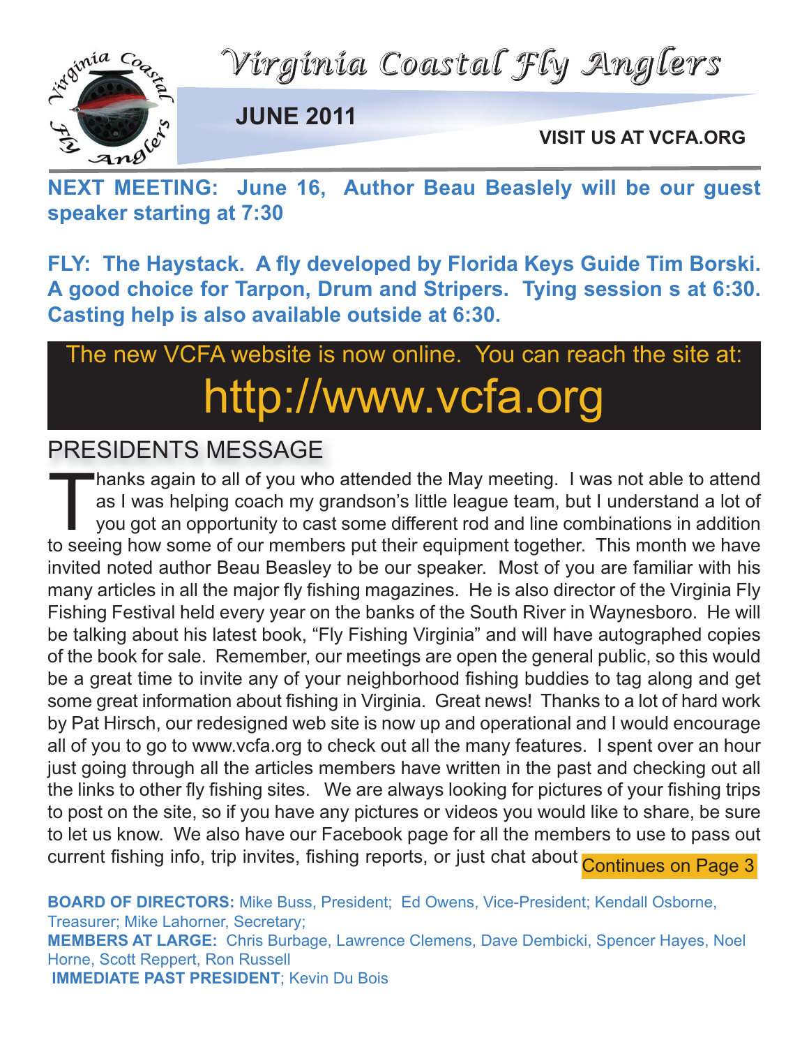# Virginia Coastal Fly Anglers

**JUNE 2011**

**VISIT US AT VCFA.ORG**

**NEXT MEETING: June 16, Author Beau Beasely will be our guest speaker starting at 7:30**

**FLY: The Haystack. A fly developed by Florida Keys Guide Tim Borski. A good choice for Tarpon, Drum and Stripers. Tying session s at 6:30. Casting help is also available outside at 6:30.**

The new VCFA website is now online. You can reach the site at:

# http://www.vcfa.org

## PRESIDENTS MESSAGE

Thanks again to all of you who attended the May meeting. I was not able to attend as I was helping coach my grandson's little league team, but I understand a lot of you got an opportunity to cast some different rod and line combinations in addition to seeing how some of our members put their equipment together. This month we have invited noted author Beau Beasley to be our speaker. Most of you are familiar with his many articles in all the major fly fishing magazines. He is also director of the Virginia Fly Fishing Festival held every year on the banks of the South River in Waynesboro. He will be talking about his latest book, "Fly Fishing Virginia" and will have autographed copies of the book for sale. Remember, our meetings are open the general public, so this would be a great time to invite any of your neighborhood fishing buddies to tag along and get some great information about fishing in Virginia. Great news! Thanks to a lot of hard work by Pat Hirsch, our redesigned web site is now up and operational and I would encourage all of you to go to www.vcfa.org to check out all the many features. I spent over an hour just going through all the articles members have written in the past and checking out all the links to other fly fishing sites. We are always looking for pictures of your fishing trips to post on the site, so if you have any pictures or videos you would like to share, be sure to let us know. We also have our Facebook page for all the members to use to pass out current fishing info, trip invites, fishing reports, or just chat about Continues on Page 3

**BOARD OF DIRECTORS:** Mike Buss, President; Ed Owens, Vice-President; Kendall Osborne, Treasurer; Mike Lahorner, Secretary;
**MEMBERS AT LARGE:** Chris Burbage, Lawrence Clemens, Dave Dembicki, Spencer Hayes, Noel Horne, Scott Reppert, Ron Russell
**IMMEDIATE PAST PRESIDENT**; Kevin Du Bois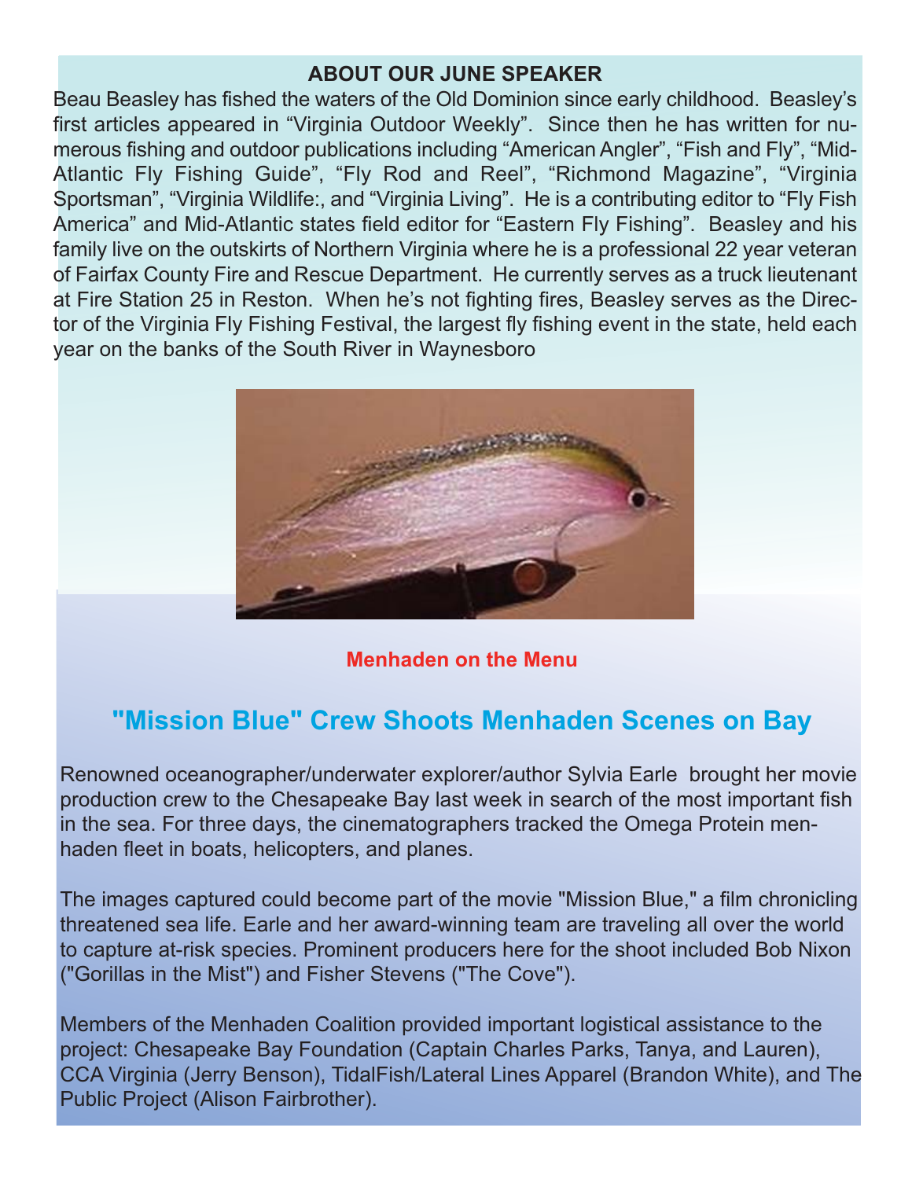## ABOUT OUR JUNE SPEAKER

Beau Beasley has fished the waters of the Old Dominion since early childhood. Beasley's first articles appeared in "Virginia Outdoor Weekly". Since then he has written for numerous fishing and outdoor publications including "American Angler", "Fish and Fly", "Mid-Atlantic Fly Fishing Guide", "Fly Rod and Reel", "Richmond Magazine", "Virginia Sportsman", "Virginia Wildlife:, and "Virginia Living". He is a contributing editor to "Fly Fish America" and Mid-Atlantic states field editor for "Eastern Fly Fishing". Beasley and his family live on the outskirts of Northern Virginia where he is a professional 22 year veteran of Fairfax County Fire and Rescue Department. He currently serves as a truck lieutenant at Fire Station 25 in Reston. When he's not fighting fires, Beasley serves as the Director of the Virginia Fly Fishing Festival, the largest fly fishing event in the state, held each year on the banks of the South River in Waynesboro

**Menhaden on the Menu**

## "Mission Blue" Crew Shoots Menhaden Scenes on Bay

Renowned oceanographer/underwater explorer/author Sylvia Earle brought her movie production crew to the Chesapeake Bay last week in search of the most important fish in the sea. For three days, the cinematographers tracked the Omega Protein menhaden fleet in boats, helicopters, and planes.

The images captured could become part of the movie "Mission Blue," a film chronicling threatened sea life. Earle and her award-winning team are traveling all over the world to capture at-risk species. Prominent producers here for the shoot included Bob Nixon ("Gorillas in the Mist") and Fisher Stevens ("The Cove").

Members of the Menhaden Coalition provided important logistical assistance to the project: Chesapeake Bay Foundation (Captain Charles Parks, Tanya, and Lauren), CCA Virginia (Jerry Benson), TidalFish/Lateral Lines Apparel (Brandon White), and The Public Project (Alison Fairbrother).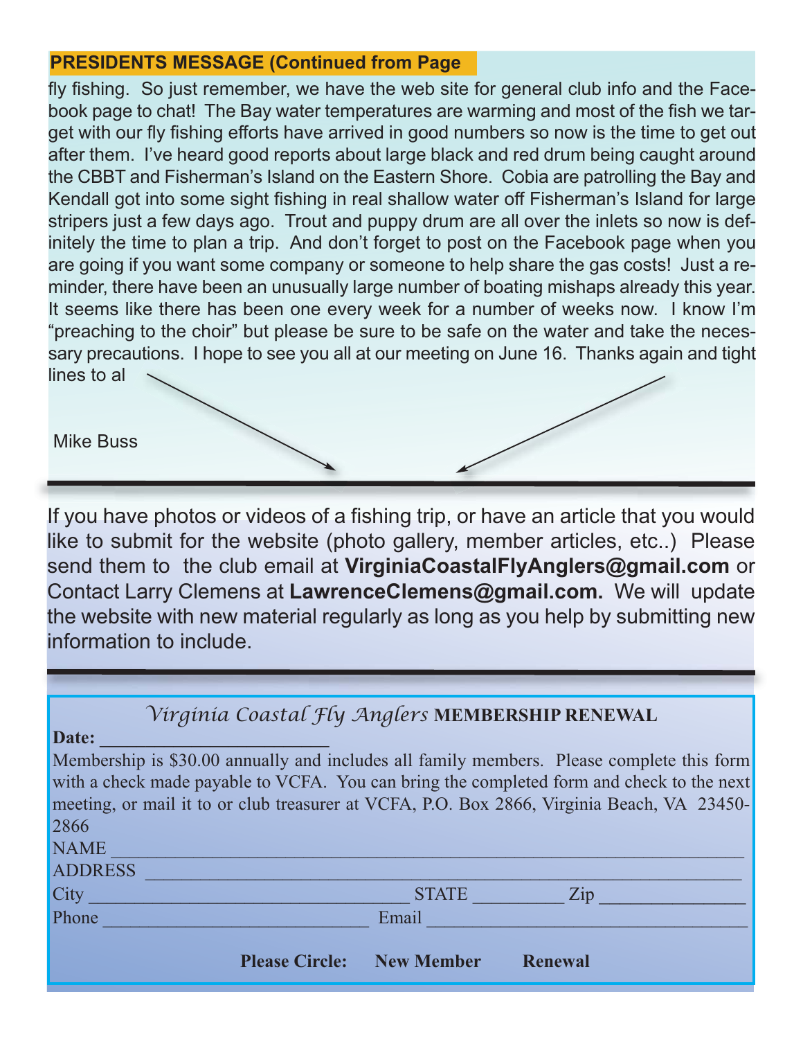## PRESIDENTS MESSAGE (Continued from Page

fly fishing. So just remember, we have the web site for general club info and the Facebook page to chat! The Bay water temperatures are warming and most of the fish we target with our fly fishing efforts have arrived in good numbers so now is the time to get out after them. I've heard good reports about large black and red drum being caught around the CBBT and Fisherman's Island on the Eastern Shore. Cobia are patrolling the Bay and Kendall got into some sight fishing in real shallow water off Fisherman's Island for large stripers just a few days ago. Trout and puppy drum are all over the inlets so now is definitely the time to plan a trip. And don't forget to post on the Facebook page when you are going if you want some company or someone to help share the gas costs! Just a reminder, there have been an unusually large number of boating mishaps already this year. It seems like there has been one every week for a number of weeks now. I know I'm "preaching to the choir" but please be sure to be safe on the water and take the necessary precautions. I hope to see you all at our meeting on June 16. Thanks again and tight lines to al

Mike Buss

---

If you have photos or videos of a fishing trip, or have an article that you would like to submit for the website (photo gallery, member articles, etc..) Please send them to the club email at **VirginiaCoastalFlyAnglers@gmail.com** or Contact Larry Clemens at **LawrenceClemens@gmail.com.** We will update the website with new material regularly as long as you help by submitting new information to include.

---

### *Virginia Coastal Fly Anglers* MEMBERSHIP RENEWAL

**Date:** ________________________

Membership is $30.00 annually and includes all family members. Please complete this form with a check made payable to VCFA. You can bring the completed form and check to the next meeting, or mail it to or club treasurer at VCFA, P.O. Box 2866, Virginia Beach, VA 23450-2866

NAME ______________________________________________________________

ADDRESS ___________________________________________________________

City ________________________________ STATE _________ Zip ______________

Phone ____________________________ Email _________________________________

**Please Circle: New Member Renewal**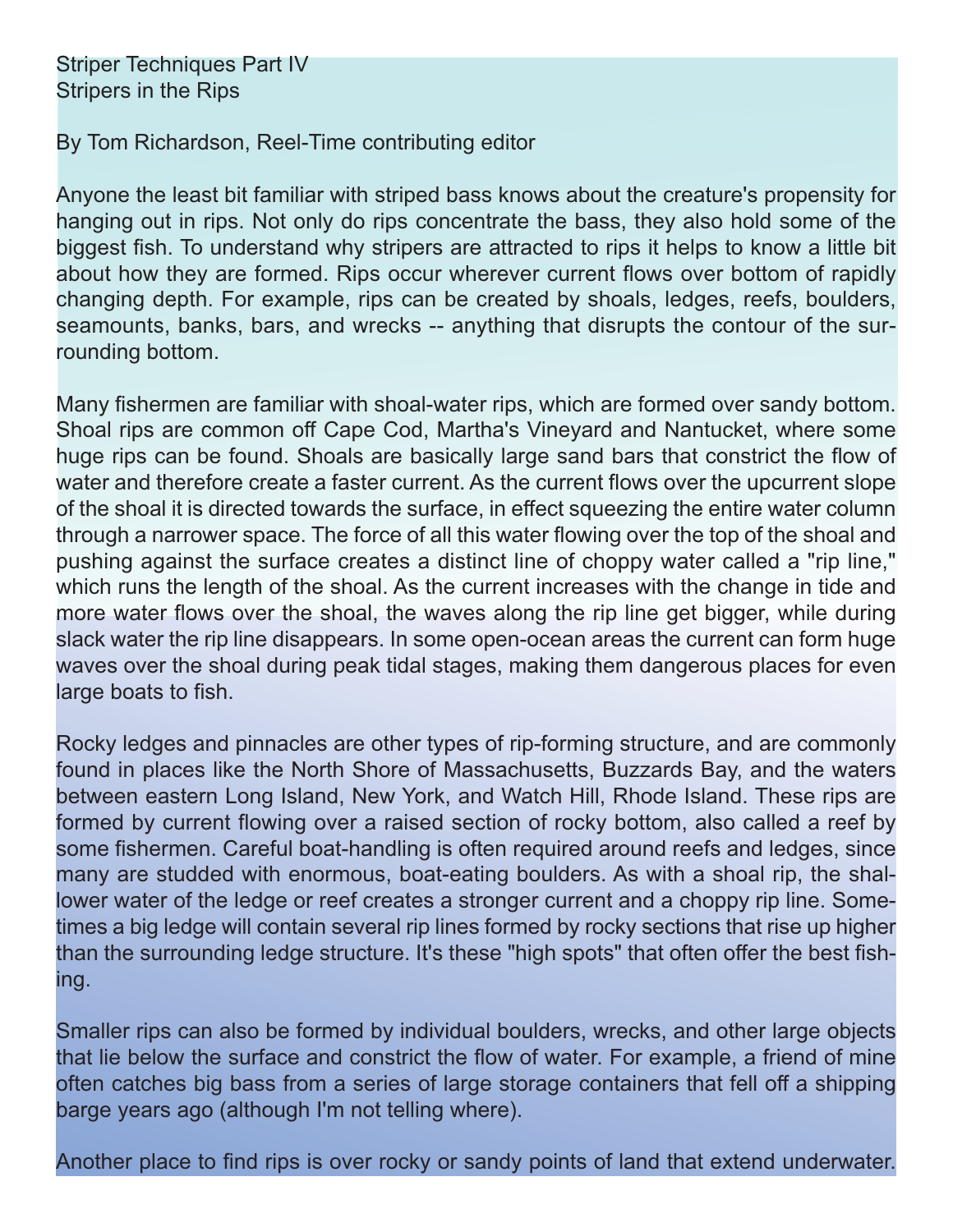# Striper Techniques Part IV
## Stripers in the Rips

By Tom Richardson, Reel-Time contributing editor

Anyone the least bit familiar with striped bass knows about the creature's propensity for hanging out in rips. Not only do rips concentrate the bass, they also hold some of the biggest fish. To understand why stripers are attracted to rips it helps to know a little bit about how they are formed. Rips occur wherever current flows over bottom of rapidly changing depth. For example, rips can be created by shoals, ledges, reefs, boulders, seamounts, banks, bars, and wrecks -- anything that disrupts the contour of the surrounding bottom.

Many fishermen are familiar with shoal-water rips, which are formed over sandy bottom. Shoal rips are common off Cape Cod, Martha's Vineyard and Nantucket, where some huge rips can be found. Shoals are basically large sand bars that constrict the flow of water and therefore create a faster current. As the current flows over the upcurrent slope of the shoal it is directed towards the surface, in effect squeezing the entire water column through a narrower space. The force of all this water flowing over the top of the shoal and pushing against the surface creates a distinct line of choppy water called a "rip line," which runs the length of the shoal. As the current increases with the change in tide and more water flows over the shoal, the waves along the rip line get bigger, while during slack water the rip line disappears. In some open-ocean areas the current can form huge waves over the shoal during peak tidal stages, making them dangerous places for even large boats to fish.

Rocky ledges and pinnacles are other types of rip-forming structure, and are commonly found in places like the North Shore of Massachusetts, Buzzards Bay, and the waters between eastern Long Island, New York, and Watch Hill, Rhode Island. These rips are formed by current flowing over a raised section of rocky bottom, also called a reef by some fishermen. Careful boat-handling is often required around reefs and ledges, since many are studded with enormous, boat-eating boulders. As with a shoal rip, the shallower water of the ledge or reef creates a stronger current and a choppy rip line. Sometimes a big ledge will contain several rip lines formed by rocky sections that rise up higher than the surrounding ledge structure. It's these "high spots" that often offer the best fishing.

Smaller rips can also be formed by individual boulders, wrecks, and other large objects that lie below the surface and constrict the flow of water. For example, a friend of mine often catches big bass from a series of large storage containers that fell off a shipping barge years ago (although I'm not telling where).

Another place to find rips is over rocky or sandy points of land that extend underwater.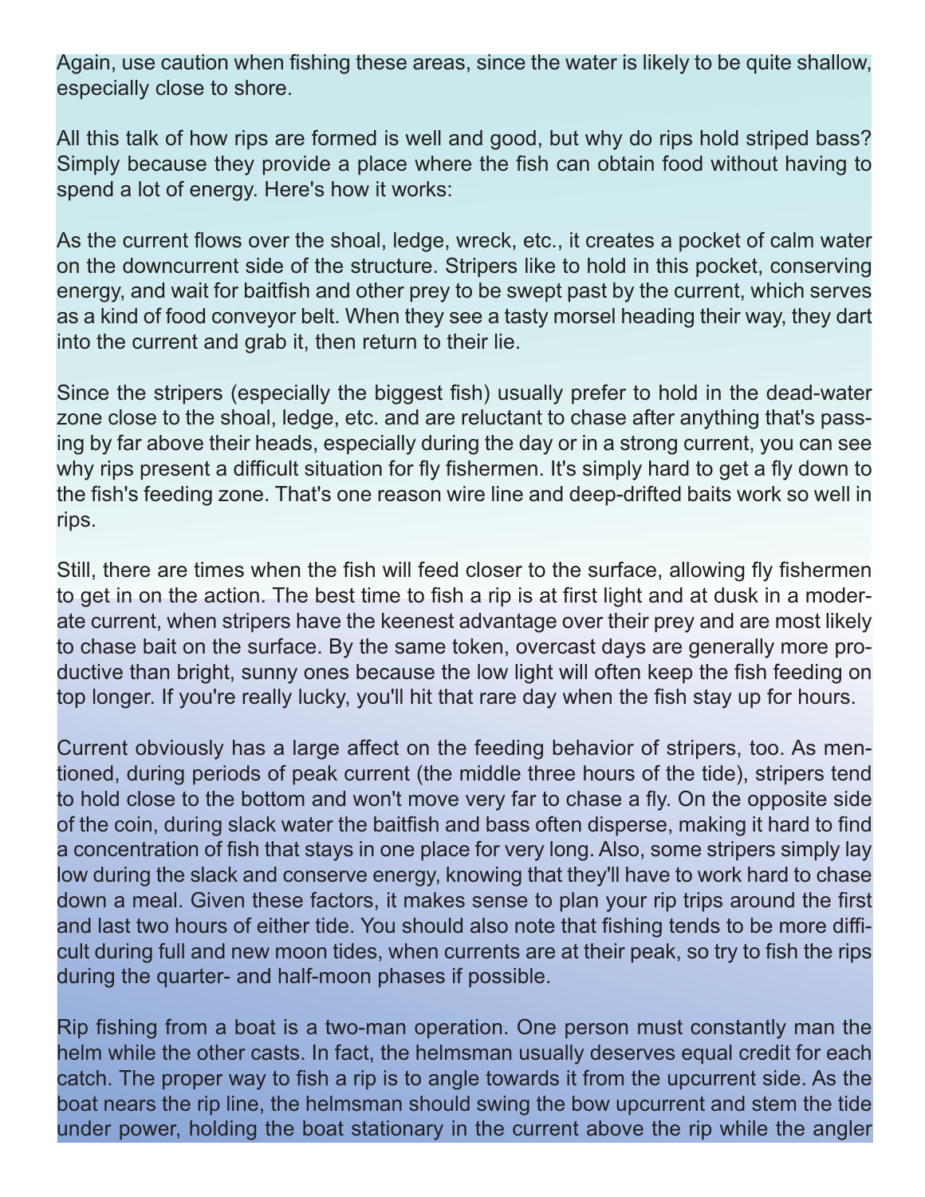Again, use caution when fishing these areas, since the water is likely to be quite shallow, especially close to shore.

All this talk of how rips are formed is well and good, but why do rips hold striped bass? Simply because they provide a place where the fish can obtain food without having to spend a lot of energy. Here's how it works:

As the current flows over the shoal, ledge, wreck, etc., it creates a pocket of calm water on the downcurrent side of the structure. Stripers like to hold in this pocket, conserving energy, and wait for baitfish and other prey to be swept past by the current, which serves as a kind of food conveyor belt. When they see a tasty morsel heading their way, they dart into the current and grab it, then return to their lie.

Since the stripers (especially the biggest fish) usually prefer to hold in the dead-water zone close to the shoal, ledge, etc. and are reluctant to chase after anything that's passing by far above their heads, especially during the day or in a strong current, you can see why rips present a difficult situation for fly fishermen. It's simply hard to get a fly down to the fish's feeding zone. That's one reason wire line and deep-drifted baits work so well in rips.

Still, there are times when the fish will feed closer to the surface, allowing fly fishermen to get in on the action. The best time to fish a rip is at first light and at dusk in a moderate current, when stripers have the keenest advantage over their prey and are most likely to chase bait on the surface. By the same token, overcast days are generally more productive than bright, sunny ones because the low light will often keep the fish feeding on top longer. If you're really lucky, you'll hit that rare day when the fish stay up for hours.

Current obviously has a large affect on the feeding behavior of stripers, too. As mentioned, during periods of peak current (the middle three hours of the tide), stripers tend to hold close to the bottom and won't move very far to chase a fly. On the opposite side of the coin, during slack water the baitfish and bass often disperse, making it hard to find a concentration of fish that stays in one place for very long. Also, some stripers simply lay low during the slack and conserve energy, knowing that they'll have to work hard to chase down a meal. Given these factors, it makes sense to plan your rip trips around the first and last two hours of either tide. You should also note that fishing tends to be more difficult during full and new moon tides, when currents are at their peak, so try to fish the rips during the quarter- and half-moon phases if possible.

Rip fishing from a boat is a two-man operation. One person must constantly man the helm while the other casts. In fact, the helmsman usually deserves equal credit for each catch. The proper way to fish a rip is to angle towards it from the upcurrent side. As the boat nears the rip line, the helmsman should swing the bow upcurrent and stem the tide under power, holding the boat stationary in the current above the rip while the angler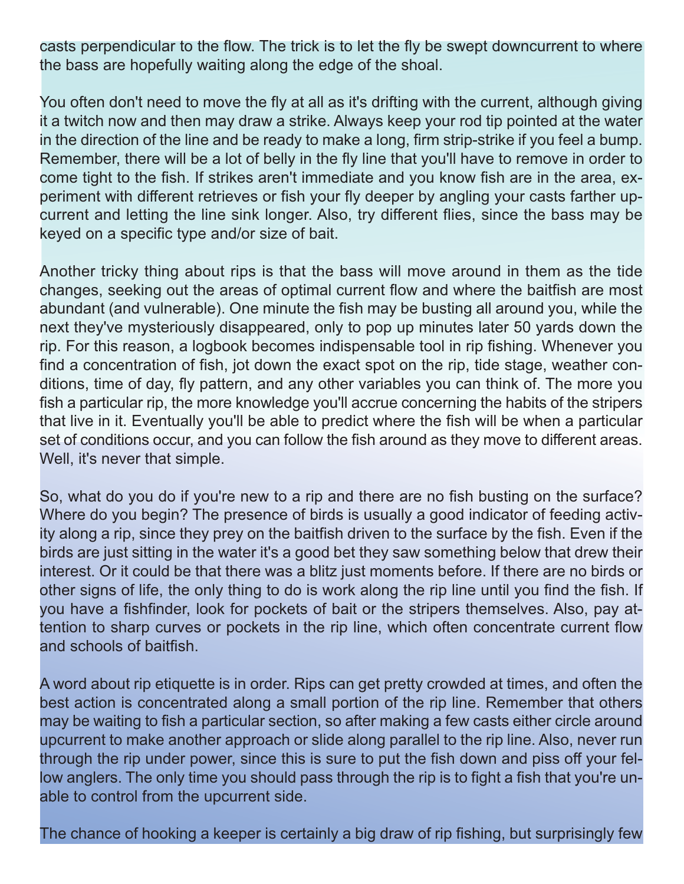casts perpendicular to the flow. The trick is to let the fly be swept downcurrent to where the bass are hopefully waiting along the edge of the shoal.

You often don't need to move the fly at all as it's drifting with the current, although giving it a twitch now and then may draw a strike. Always keep your rod tip pointed at the water in the direction of the line and be ready to make a long, firm strip-strike if you feel a bump. Remember, there will be a lot of belly in the fly line that you'll have to remove in order to come tight to the fish. If strikes aren't immediate and you know fish are in the area, experiment with different retrieves or fish your fly deeper by angling your casts farther upcurrent and letting the line sink longer. Also, try different flies, since the bass may be keyed on a specific type and/or size of bait.

Another tricky thing about rips is that the bass will move around in them as the tide changes, seeking out the areas of optimal current flow and where the baitfish are most abundant (and vulnerable). One minute the fish may be busting all around you, while the next they've mysteriously disappeared, only to pop up minutes later 50 yards down the rip. For this reason, a logbook becomes indispensable tool in rip fishing. Whenever you find a concentration of fish, jot down the exact spot on the rip, tide stage, weather conditions, time of day, fly pattern, and any other variables you can think of. The more you fish a particular rip, the more knowledge you'll accrue concerning the habits of the stripers that live in it. Eventually you'll be able to predict where the fish will be when a particular set of conditions occur, and you can follow the fish around as they move to different areas. Well, it's never that simple.

So, what do you do if you're new to a rip and there are no fish busting on the surface? Where do you begin? The presence of birds is usually a good indicator of feeding activity along a rip, since they prey on the baitfish driven to the surface by the fish. Even if the birds are just sitting in the water it's a good bet they saw something below that drew their interest. Or it could be that there was a blitz just moments before. If there are no birds or other signs of life, the only thing to do is work along the rip line until you find the fish. If you have a fishfinder, look for pockets of bait or the stripers themselves. Also, pay attention to sharp curves or pockets in the rip line, which often concentrate current flow and schools of baitfish.

A word about rip etiquette is in order. Rips can get pretty crowded at times, and often the best action is concentrated along a small portion of the rip line. Remember that others may be waiting to fish a particular section, so after making a few casts either circle around upcurrent to make another approach or slide along parallel to the rip line. Also, never run through the rip under power, since this is sure to put the fish down and piss off your fellow anglers. The only time you should pass through the rip is to fight a fish that you're unable to control from the upcurrent side.

The chance of hooking a keeper is certainly a big draw of rip fishing, but surprisingly few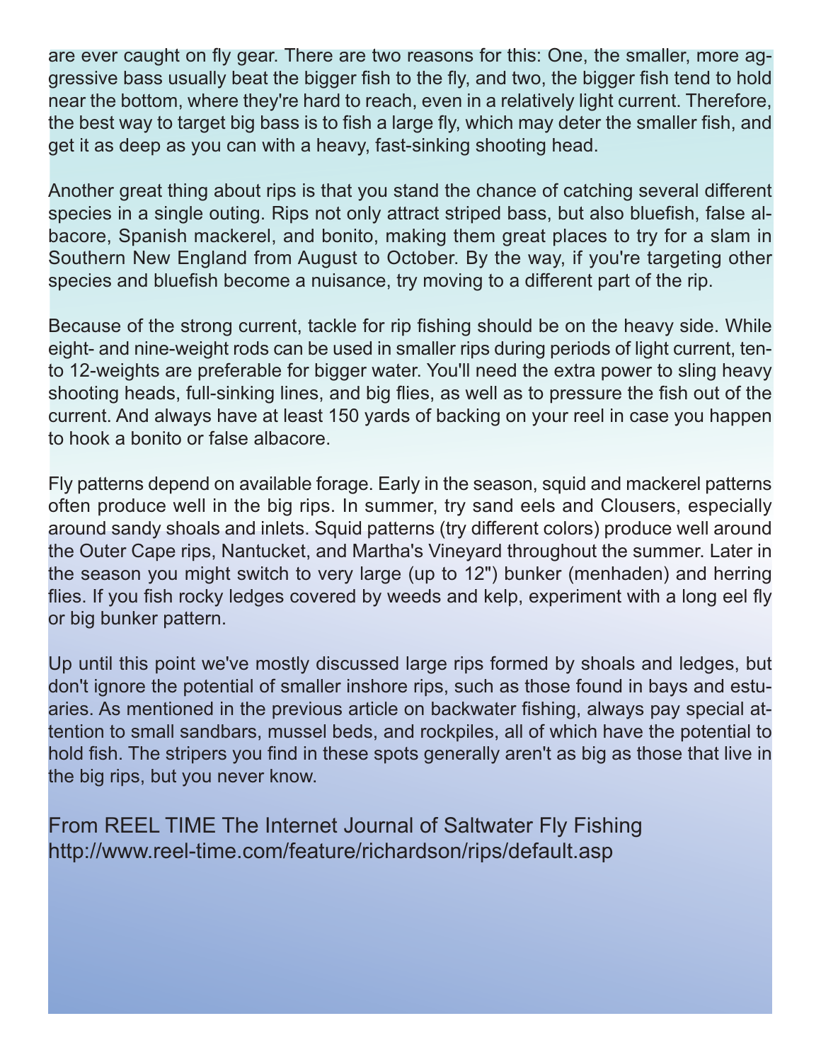are ever caught on fly gear. There are two reasons for this: One, the smaller, more aggressive bass usually beat the bigger fish to the fly, and two, the bigger fish tend to hold near the bottom, where they're hard to reach, even in a relatively light current. Therefore, the best way to target big bass is to fish a large fly, which may deter the smaller fish, and get it as deep as you can with a heavy, fast-sinking shooting head.

Another great thing about rips is that you stand the chance of catching several different species in a single outing. Rips not only attract striped bass, but also bluefish, false albacore, Spanish mackerel, and bonito, making them great places to try for a slam in Southern New England from August to October. By the way, if you're targeting other species and bluefish become a nuisance, try moving to a different part of the rip.

Because of the strong current, tackle for rip fishing should be on the heavy side. While eight- and nine-weight rods can be used in smaller rips during periods of light current, ten- to 12-weights are preferable for bigger water. You'll need the extra power to sling heavy shooting heads, full-sinking lines, and big flies, as well as to pressure the fish out of the current. And always have at least 150 yards of backing on your reel in case you happen to hook a bonito or false albacore.

Fly patterns depend on available forage. Early in the season, squid and mackerel patterns often produce well in the big rips. In summer, try sand eels and Clousers, especially around sandy shoals and inlets. Squid patterns (try different colors) produce well around the Outer Cape rips, Nantucket, and Martha's Vineyard throughout the summer. Later in the season you might switch to very large (up to 12") bunker (menhaden) and herring flies. If you fish rocky ledges covered by weeds and kelp, experiment with a long eel fly or big bunker pattern.

Up until this point we've mostly discussed large rips formed by shoals and ledges, but don't ignore the potential of smaller inshore rips, such as those found in bays and estuaries. As mentioned in the previous article on backwater fishing, always pay special attention to small sandbars, mussel beds, and rockpiles, all of which have the potential to hold fish. The stripers you find in these spots generally aren't as big as those that live in the big rips, but you never know.

From REEL TIME The Internet Journal of Saltwater Fly Fishing
http://www.reel-time.com/feature/richardson/rips/default.asp